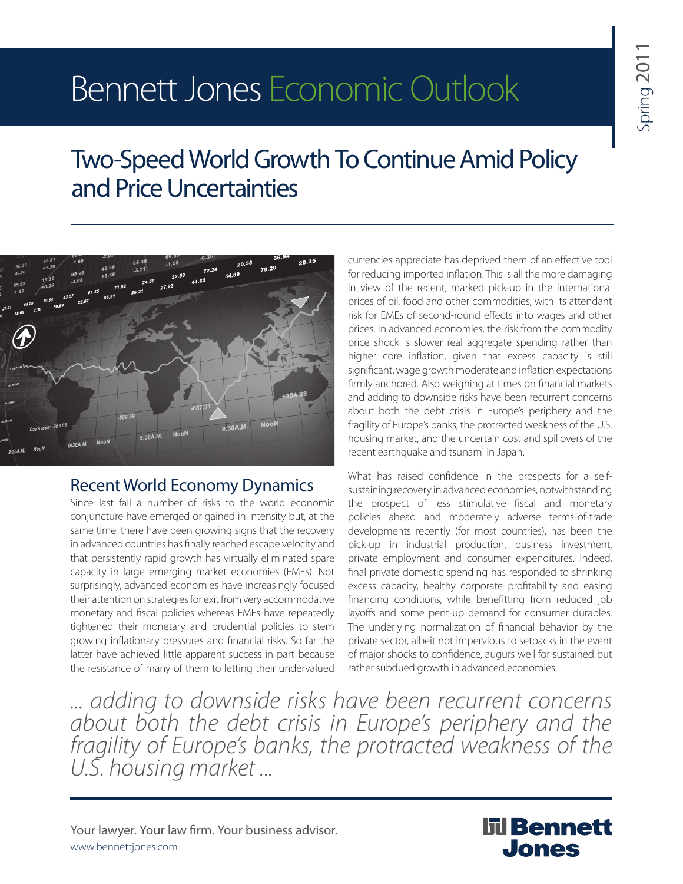# Bennett Jones Economic Outlook

Spring 2011

## Two-Speed World Growth To Continue Amid Policy and Price Uncertainties

### Recent World Economy Dynamics

Since last fall a number of risks to the world economic conjuncture have emerged or gained in intensity but, at the same time, there have been growing signs that the recovery in advanced countries has finally reached escape velocity and that persistently rapid growth has virtually eliminated spare capacity in large emerging market economies (EMEs). Not surprisingly, advanced economies have increasingly focused their attention on strategies for exit from very accommodative monetary and fiscal policies whereas EMEs have repeatedly tightened their monetary and prudential policies to stem growing inflationary pressures and financial risks. So far the latter have achieved little apparent success in part because the resistance of many of them to letting their undervalued currencies appreciate has deprived them of an effective tool for reducing imported inflation. This is all the more damaging in view of the recent, marked pick-up in the international prices of oil, food and other commodities, with its attendant risk for EMEs of second-round effects into wages and other prices. In advanced economies, the risk from the commodity price shock is slower real aggregate spending rather than higher core inflation, given that excess capacity is still significant, wage growth moderate and inflation expectations firmly anchored. Also weighing at times on financial markets and adding to downside risks have been recurrent concerns about both the debt crisis in Europe's periphery and the fragility of Europe's banks, the protracted weakness of the U.S. housing market, and the uncertain cost and spillovers of the recent earthquake and tsunami in Japan.

What has raised confidence in the prospects for a self-sustaining recovery in advanced economies, notwithstanding the prospect of less stimulative fiscal and monetary policies ahead and moderately adverse terms-of-trade developments recently (for most countries), has been the pick-up in industrial production, business investment, private employment and consumer expenditures. Indeed, final private domestic spending has responded to shrinking excess capacity, healthy corporate profitability and easing financing conditions, while benefitting from reduced job layoffs and some pent-up demand for consumer durables. The underlying normalization of financial behavior by the private sector, albeit not impervious to setbacks in the event of major shocks to confidence, augurs well for sustained but rather subdued growth in advanced economies.

*... adding to downside risks have been recurrent concerns about both the debt crisis in Europe's periphery and the fragility of Europe's banks, the protracted weakness of the U.S. housing market ...*

Your lawyer. Your law firm. Your business advisor.
www.bennettjones.com

Bennett Jones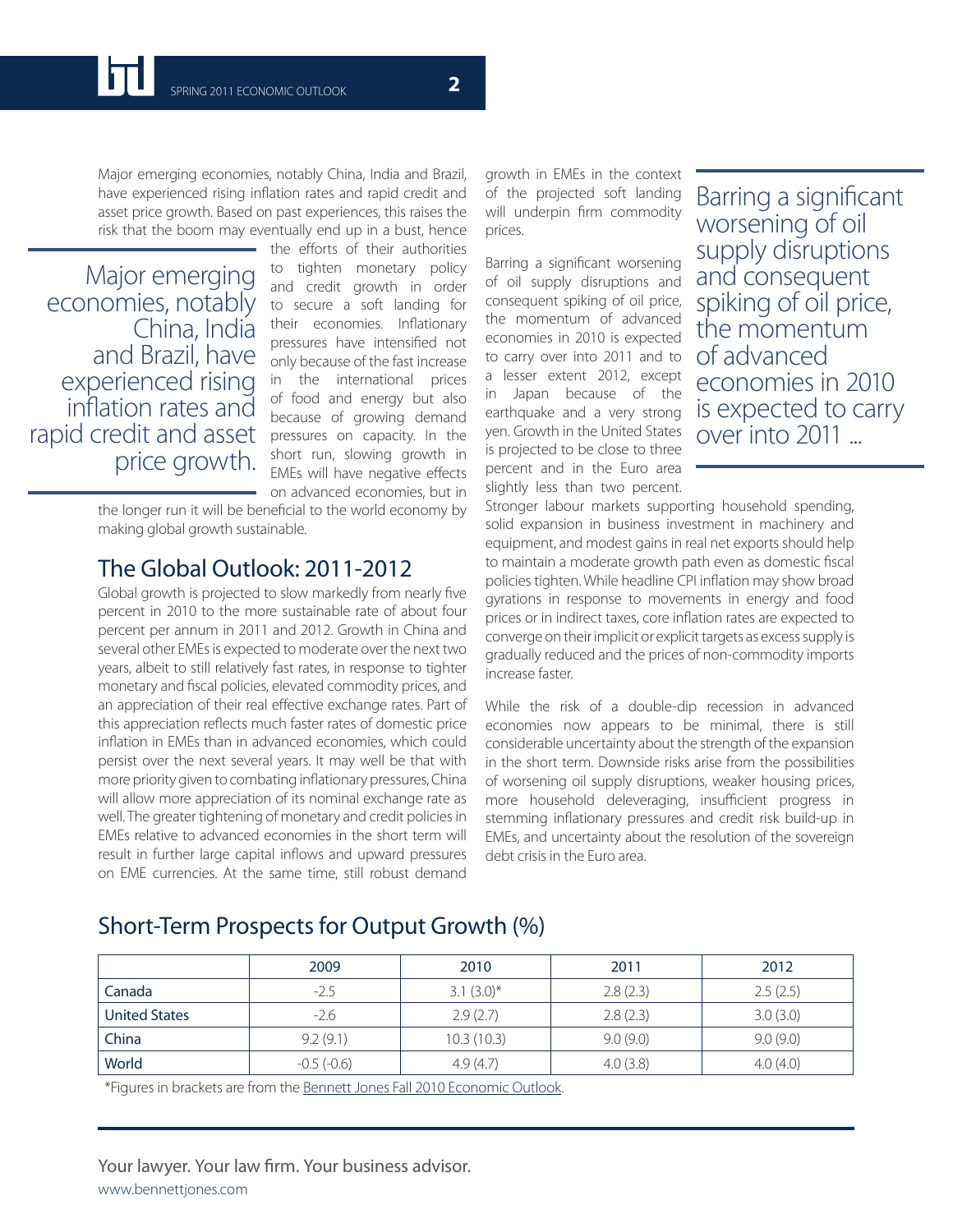Major emerging economies, notably China, India and Brazil, have experienced rising inflation rates and rapid credit and asset price growth. Based on past experiences, this raises the risk that the boom may eventually end up in a bust, hence the efforts of their authorities to tighten monetary policy and credit growth in order to secure a soft landing for their economies. Inflationary pressures have intensified not only because of the fast increase in the international prices of food and energy but also because of growing demand pressures on capacity. In the short run, slowing growth in EMEs will have negative effects on advanced economies, but in the longer run it will be beneficial to the world economy by making global growth sustainable.

> Major emerging economies, notably China, India and Brazil, have experienced rising inflation rates and rapid credit and asset price growth.

## The Global Outlook: 2011-2012

Global growth is projected to slow markedly from nearly five percent in 2010 to the more sustainable rate of about four percent per annum in 2011 and 2012. Growth in China and several other EMEs is expected to moderate over the next two years, albeit to still relatively fast rates, in response to tighter monetary and fiscal policies, elevated commodity prices, and an appreciation of their real effective exchange rates. Part of this appreciation reflects much faster rates of domestic price inflation in EMEs than in advanced economies, which could persist over the next several years. It may well be that with more priority given to combating inflationary pressures, China will allow more appreciation of its nominal exchange rate as well. The greater tightening of monetary and credit policies in EMEs relative to advanced economies in the short term will result in further large capital inflows and upward pressures on EME currencies. At the same time, still robust demand growth in EMEs in the context of the projected soft landing will underpin firm commodity prices.

Barring a significant worsening of oil supply disruptions and consequent spiking of oil price, the momentum of advanced economies in 2010 is expected to carry over into 2011 and to a lesser extent 2012, except in Japan because of the earthquake and a very strong yen. Growth in the United States is projected to be close to three percent and in the Euro area slightly less than two percent. Stronger labour markets supporting household spending, solid expansion in business investment in machinery and equipment, and modest gains in real net exports should help to maintain a moderate growth path even as domestic fiscal policies tighten. While headline CPI inflation may show broad gyrations in response to movements in energy and food prices or in indirect taxes, core inflation rates are expected to converge on their implicit or explicit targets as excess supply is gradually reduced and the prices of non-commodity imports increase faster.

> Barring a significant worsening of oil supply disruptions and consequent spiking of oil price, the momentum of advanced economies in 2010 is expected to carry over into 2011 ...

While the risk of a double-dip recession in advanced economies now appears to be minimal, there is still considerable uncertainty about the strength of the expansion in the short term. Downside risks arise from the possibilities of worsening oil supply disruptions, weaker housing prices, more household deleveraging, insufficient progress in stemming inflationary pressures and credit risk build-up in EMEs, and uncertainty about the resolution of the sovereign debt crisis in the Euro area.

## Short-Term Prospects for Output Growth (%)

| | 2009 | 2010 | 2011 | 2012 |
|---|---|---|---|---|
| Canada | -2.5 | 3.1 (3.0)* | 2.8 (2.3) | 2.5 (2.5) |
| United States | -2.6 | 2.9 (2.7) | 2.8 (2.3) | 3.0 (3.0) |
| China | 9.2 (9.1) | 10.3 (10.3) | 9.0 (9.0) | 9.0 (9.0) |
| World | -0.5 (-0.6) | 4.9 (4.7) | 4.0 (3.8) | 4.0 (4.0) |

*Figures in brackets are from the Bennett Jones Fall 2010 Economic Outlook.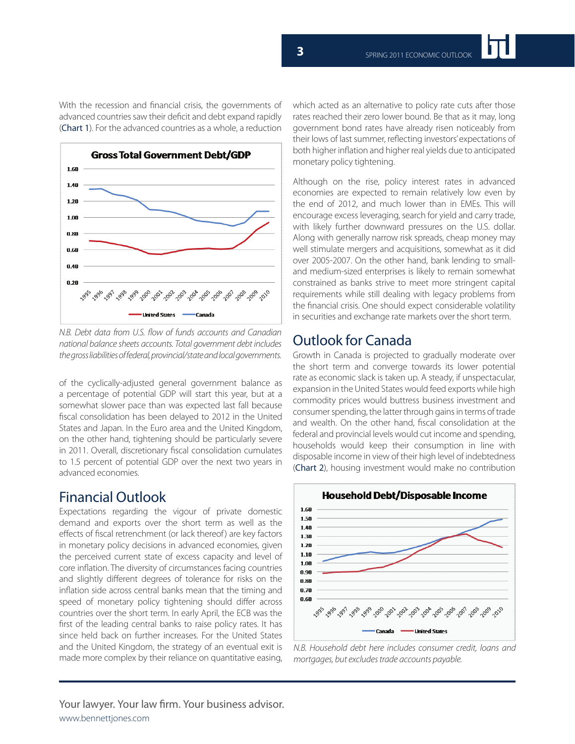With the recession and financial crisis, the governments of advanced countries saw their deficit and debt expand rapidly (Chart 1). For the advanced countries as a whole, a reduction of the cyclically-adjusted general government balance as a percentage of potential GDP will start this year, but at a somewhat slower pace than was expected last fall because fiscal consolidation has been delayed to 2012 in the United States and Japan. In the Euro area and the United Kingdom, on the other hand, tightening should be particularly severe in 2011. Overall, discretionary fiscal consolidation cumulates to 1.5 percent of potential GDP over the next two years in advanced economies.

**Gross Total Government Debt/GDP**

*N.B. Debt data from U.S. flow of funds accounts and Canadian national balance sheets accounts. Total government debt includes the gross liabilities of federal, provincial/state and local governments.*

## Financial Outlook

Expectations regarding the vigour of private domestic demand and exports over the short term as well as the effects of fiscal retrenchment (or lack thereof) are key factors in monetary policy decisions in advanced economies, given the perceived current state of excess capacity and level of core inflation. The diversity of circumstances facing countries and slightly different degrees of tolerance for risks on the inflation side across central banks mean that the timing and speed of monetary policy tightening should differ across countries over the short term. In early April, the ECB was the first of the leading central banks to raise policy rates. It has since held back on further increases. For the United States and the United Kingdom, the strategy of an eventual exit is made more complex by their reliance on quantitative easing, which acted as an alternative to policy rate cuts after those rates reached their zero lower bound. Be that as it may, long government bond rates have already risen noticeably from their lows of last summer, reflecting investors' expectations of both higher inflation and higher real yields due to anticipated monetary policy tightening.

Although on the rise, policy interest rates in advanced economies are expected to remain relatively low even by the end of 2012, and much lower than in EMEs. This will encourage excess leveraging, search for yield and carry trade, with likely further downward pressures on the U.S. dollar. Along with generally narrow risk spreads, cheap money may well stimulate mergers and acquisitions, somewhat as it did over 2005-2007. On the other hand, bank lending to small- and medium-sized enterprises is likely to remain somewhat constrained as banks strive to meet more stringent capital requirements while still dealing with legacy problems from the financial crisis. One should expect considerable volatility in securities and exchange rate markets over the short term.

## Outlook for Canada

Growth in Canada is projected to gradually moderate over the short term and converge towards its lower potential rate as economic slack is taken up. A steady, if unspectacular, expansion in the United States would feed exports while high commodity prices would buttress business investment and consumer spending, the latter through gains in terms of trade and wealth. On the other hand, fiscal consolidation at the federal and provincial levels would cut income and spending, households would keep their consumption in line with disposable income in view of their high level of indebtedness (Chart 2), housing investment would make no contribution

**Household Debt/Disposable Income**

*N.B. Household debt here includes consumer credit, loans and mortgages, but excludes trade accounts payable.*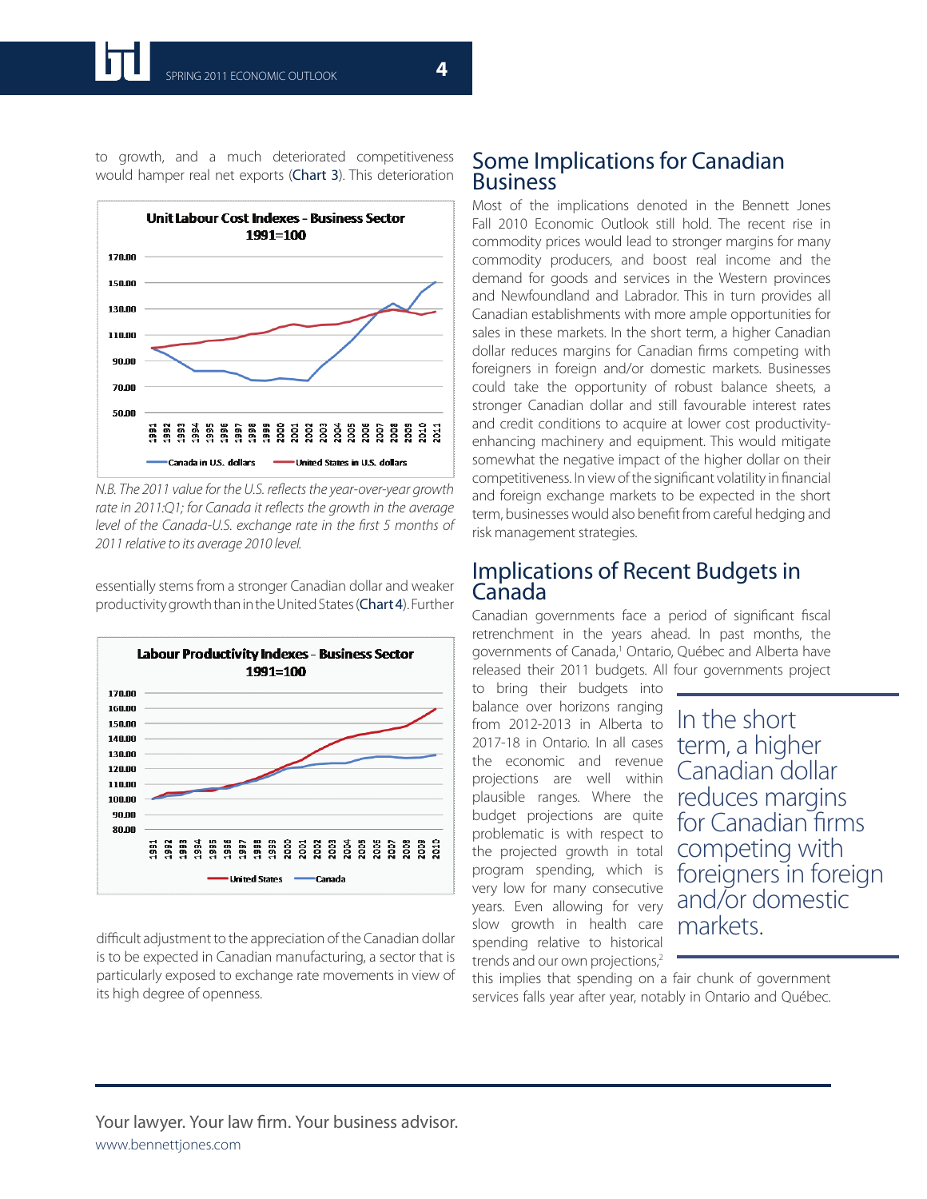to growth, and a much deteriorated competitiveness would hamper real net exports (Chart 3). This deterioration

**Unit Labour Cost Indexes - Business Sector**
**1991=100**

*N.B. The 2011 value for the U.S. reflects the year-over-year growth rate in 2011:Q1; for Canada it reflects the growth in the average level of the Canada-U.S. exchange rate in the first 5 months of 2011 relative to its average 2010 level.*

essentially stems from a stronger Canadian dollar and weaker productivity growth than in the United States (Chart 4). Further

**Labour Productivity Indexes - Business Sector**
**1991=100**

difficult adjustment to the appreciation of the Canadian dollar is to be expected in Canadian manufacturing, a sector that is particularly exposed to exchange rate movements in view of its high degree of openness.

## Some Implications for Canadian Business

Most of the implications denoted in the Bennett Jones Fall 2010 Economic Outlook still hold. The recent rise in commodity prices would lead to stronger margins for many commodity producers, and boost real income and the demand for goods and services in the Western provinces and Newfoundland and Labrador. This in turn provides all Canadian establishments with more ample opportunities for sales in these markets. In the short term, a higher Canadian dollar reduces margins for Canadian firms competing with foreigners in foreign and/or domestic markets. Businesses could take the opportunity of robust balance sheets, a stronger Canadian dollar and still favourable interest rates and credit conditions to acquire at lower cost productivity-enhancing machinery and equipment. This would mitigate somewhat the negative impact of the higher dollar on their competitiveness. In view of the significant volatility in financial and foreign exchange markets to be expected in the short term, businesses would also benefit from careful hedging and risk management strategies.

## Implications of Recent Budgets in Canada

Canadian governments face a period of significant fiscal retrenchment in the years ahead. In past months, the governments of Canada,[1] Ontario, Québec and Alberta have released their 2011 budgets. All four governments project to bring their budgets into balance over horizons ranging from 2012-2013 in Alberta to 2017-18 in Ontario. In all cases the economic and revenue projections are well within plausible ranges. Where the budget projections are quite problematic is with respect to the projected growth in total program spending, which is very low for many consecutive years. Even allowing for very slow growth in health care spending relative to historical trends and our own projections,[2] this implies that spending on a fair chunk of government services falls year after year, notably in Ontario and Québec.

> In the short term, a higher Canadian dollar reduces margins for Canadian firms competing with foreigners in foreign and/or domestic markets.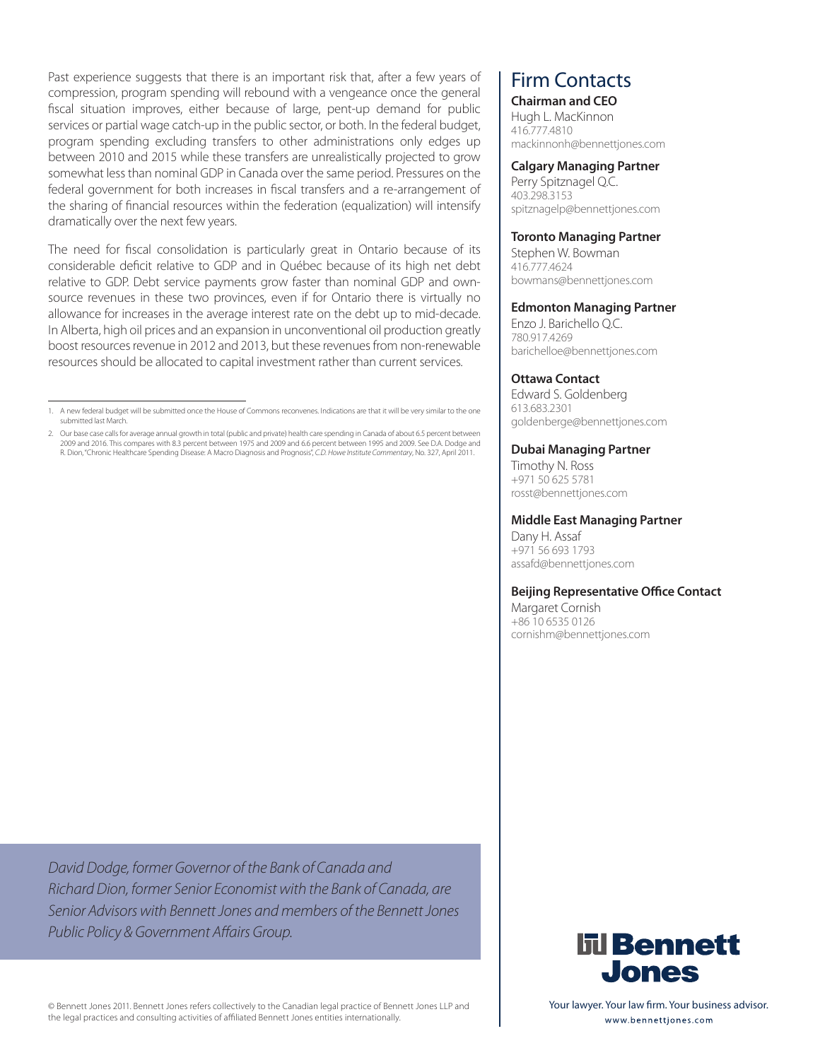Past experience suggests that there is an important risk that, after a few years of compression, program spending will rebound with a vengeance once the general fiscal situation improves, either because of large, pent-up demand for public services or partial wage catch-up in the public sector, or both. In the federal budget, program spending excluding transfers to other administrations only edges up between 2010 and 2015 while these transfers are unrealistically projected to grow somewhat less than nominal GDP in Canada over the same period. Pressures on the federal government for both increases in fiscal transfers and a re-arrangement of the sharing of financial resources within the federation (equalization) will intensify dramatically over the next few years.

The need for fiscal consolidation is particularly great in Ontario because of its considerable deficit relative to GDP and in Québec because of its high net debt relative to GDP. Debt service payments grow faster than nominal GDP and own-source revenues in these two provinces, even if for Ontario there is virtually no allowance for increases in the average interest rate on the debt up to mid-decade. In Alberta, high oil prices and an expansion in unconventional oil production greatly boost resources revenue in 2012 and 2013, but these revenues from non-renewable resources should be allocated to capital investment rather than current services.

---

1. A new federal budget will be submitted once the House of Commons reconvenes. Indications are that it will be very similar to the one submitted last March.
2. Our base case calls for average annual growth in total (public and private) health care spending in Canada of about 6.5 percent between 2009 and 2016. This compares with 8.3 percent between 1975 and 2009 and 6.6 percent between 1995 and 2009. See D.A. Dodge and R. Dion, "Chronic Healthcare Spending Disease: A Macro Diagnosis and Prognosis", *C.D. Howe Institute Commentary*, No. 327, April 2011.

*David Dodge, former Governor of the Bank of Canada and Richard Dion, former Senior Economist with the Bank of Canada, are Senior Advisors with Bennett Jones and members of the Bennett Jones Public Policy & Government Affairs Group.*

## Firm Contacts

**Chairman and CEO**
Hugh L. MacKinnon
416.777.4810
mackinnonh@bennettjones.com

**Calgary Managing Partner**
Perry Spitznagel Q.C.
403.298.3153
spitznagelp@bennettjones.com

**Toronto Managing Partner**
Stephen W. Bowman
416.777.4624
bowmans@bennettjones.com

**Edmonton Managing Partner**
Enzo J. Barichello Q.C.
780.917.4269
barichelloe@bennettjones.com

**Ottawa Contact**
Edward S. Goldenberg
613.683.2301
goldenberge@bennettjones.com

**Dubai Managing Partner**
Timothy N. Ross
+971 50 625 5781
rosst@bennettjones.com

**Middle East Managing Partner**
Dany H. Assaf
+971 56 693 1793
assafd@bennettjones.com

**Beijing Representative Office Contact**
Margaret Cornish
+86 10 6535 0126
cornishm@bennettjones.com

Bennett Jones

Your lawyer. Your law firm. Your business advisor.
www.bennettjones.com

© Bennett Jones 2011. Bennett Jones refers collectively to the Canadian legal practice of Bennett Jones LLP and the legal practices and consulting activities of affiliated Bennett Jones entities internationally.